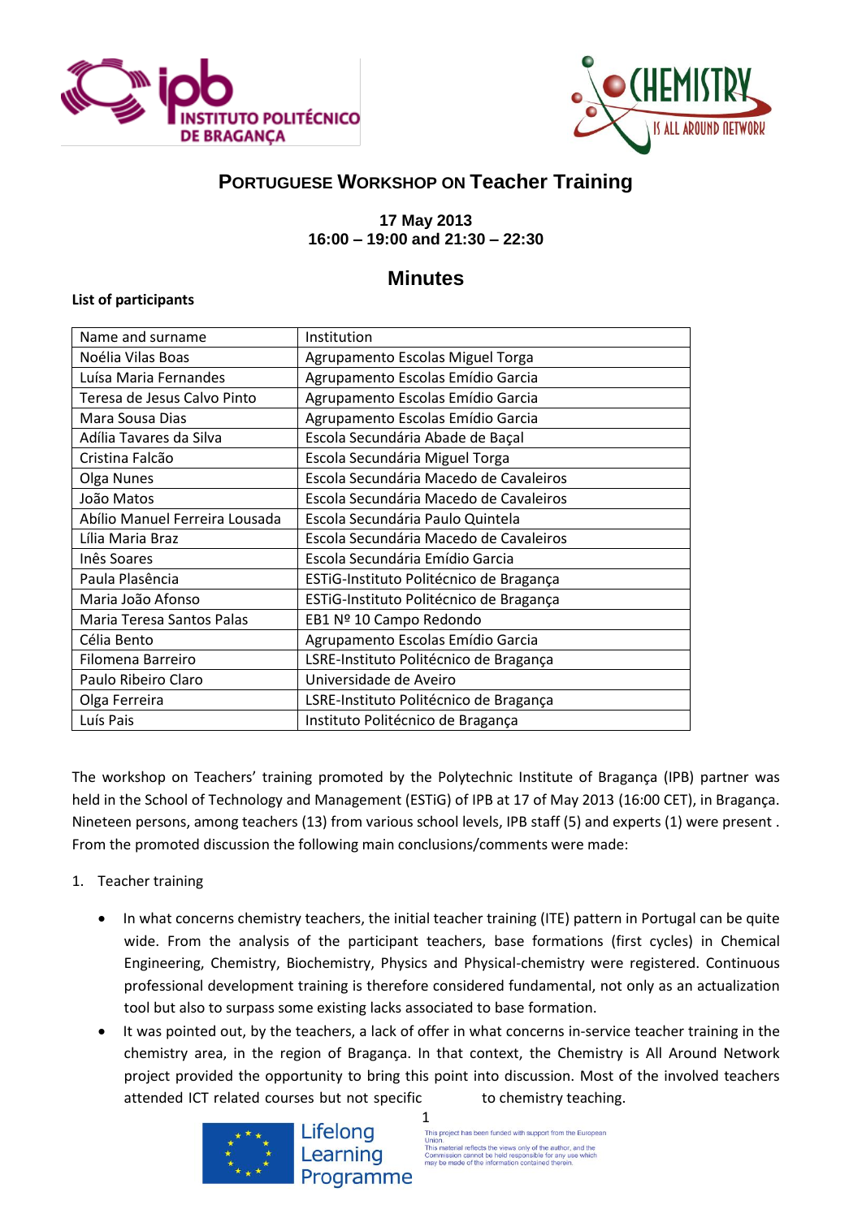## PORTUGUESE WORKSHOP ON Teacher Training

**17 May 2013**
**16:00 – 19:00 and 21:30 – 22:30**

# Minutes

**List of participants**

| Name and surname | Institution |
|---|---|
| Noélia Vilas Boas | Agrupamento Escolas Miguel Torga |
| Luísa Maria Fernandes | Agrupamento Escolas Emídio Garcia |
| Teresa de Jesus Calvo Pinto | Agrupamento Escolas Emídio Garcia |
| Mara Sousa Dias | Agrupamento Escolas Emídio Garcia |
| Adília Tavares da Silva | Escola Secundária Abade de Baçal |
| Cristina Falcão | Escola Secundária Miguel Torga |
| Olga Nunes | Escola Secundária Macedo de Cavaleiros |
| João Matos | Escola Secundária Macedo de Cavaleiros |
| Abílio Manuel Ferreira Lousada | Escola Secundária Paulo Quintela |
| Lília Maria Braz | Escola Secundária Macedo de Cavaleiros |
| Inês Soares | Escola Secundária Emídio Garcia |
| Paula Plasência | ESTiG-Instituto Politécnico de Bragança |
| Maria João Afonso | ESTiG-Instituto Politécnico de Bragança |
| Maria Teresa Santos Palas | EB1 Nº 10 Campo Redondo |
| Célia Bento | Agrupamento Escolas Emídio Garcia |
| Filomena Barreiro | LSRE-Instituto Politécnico de Bragança |
| Paulo Ribeiro Claro | Universidade de Aveiro |
| Olga Ferreira | LSRE-Instituto Politécnico de Bragança |
| Luís Pais | Instituto Politécnico de Bragança |

The workshop on Teachers' training promoted by the Polytechnic Institute of Bragança (IPB) partner was held in the School of Technology and Management (ESTiG) of IPB at 17 of May 2013 (16:00 CET), in Bragança. Nineteen persons, among teachers (13) from various school levels, IPB staff (5) and experts (1) were present . From the promoted discussion the following main conclusions/comments were made:

1. Teacher training

   - In what concerns chemistry teachers, the initial teacher training (ITE) pattern in Portugal can be quite wide. From the analysis of the participant teachers, base formations (first cycles) in Chemical Engineering, Chemistry, Biochemistry, Physics and Physical-chemistry were registered. Continuous professional development training is therefore considered fundamental, not only as an actualization tool but also to surpass some existing lacks associated to base formation.
   - It was pointed out, by the teachers, a lack of offer in what concerns in-service teacher training in the chemistry area, in the region of Bragança. In that context, the Chemistry is All Around Network project provided the opportunity to bring this point into discussion. Most of the involved teachers attended ICT related courses but not specific to chemistry teaching.

Lifelong Learning Programme

This project has been funded with support from the European Union. This material reflects the views only of the author, and the Commission cannot be held responsible for any use which may be made of the information contained therein.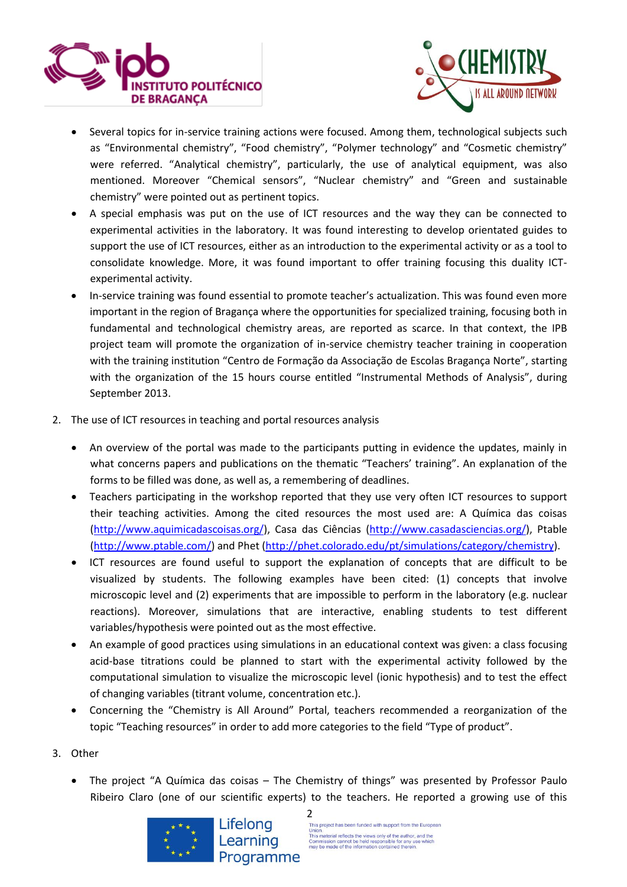- Several topics for in-service training actions were focused. Among them, technological subjects such as "Environmental chemistry", "Food chemistry", "Polymer technology" and "Cosmetic chemistry" were referred. "Analytical chemistry", particularly, the use of analytical equipment, was also mentioned. Moreover "Chemical sensors", "Nuclear chemistry" and "Green and sustainable chemistry" were pointed out as pertinent topics.
- A special emphasis was put on the use of ICT resources and the way they can be connected to experimental activities in the laboratory. It was found interesting to develop orientated guides to support the use of ICT resources, either as an introduction to the experimental activity or as a tool to consolidate knowledge. More, it was found important to offer training focusing this duality ICT-experimental activity.
- In-service training was found essential to promote teacher's actualization. This was found even more important in the region of Bragança where the opportunities for specialized training, focusing both in fundamental and technological chemistry areas, are reported as scarce. In that context, the IPB project team will promote the organization of in-service chemistry teacher training in cooperation with the training institution "Centro de Formação da Associação de Escolas Bragança Norte", starting with the organization of the 15 hours course entitled "Instrumental Methods of Analysis", during September 2013.

2. The use of ICT resources in teaching and portal resources analysis

- An overview of the portal was made to the participants putting in evidence the updates, mainly in what concerns papers and publications on the thematic "Teachers' training". An explanation of the forms to be filled was done, as well as, a remembering of deadlines.
- Teachers participating in the workshop reported that they use very often ICT resources to support their teaching activities. Among the cited resources the most used are: A Química das coisas (http://www.aquimicadascoisas.org/), Casa das Ciências (http://www.casadasciencias.org/), Ptable (http://www.ptable.com/) and Phet (http://phet.colorado.edu/pt/simulations/category/chemistry).
- ICT resources are found useful to support the explanation of concepts that are difficult to be visualized by students. The following examples have been cited: (1) concepts that involve microscopic level and (2) experiments that are impossible to perform in the laboratory (e.g. nuclear reactions). Moreover, simulations that are interactive, enabling students to test different variables/hypothesis were pointed out as the most effective.
- An example of good practices using simulations in an educational context was given: a class focusing acid-base titrations could be planned to start with the experimental activity followed by the computational simulation to visualize the microscopic level (ionic hypothesis) and to test the effect of changing variables (titrant volume, concentration etc.).
- Concerning the "Chemistry is All Around" Portal, teachers recommended a reorganization of the topic "Teaching resources" in order to add more categories to the field "Type of product".

3. Other

- The project "A Química das coisas – The Chemistry of things" was presented by Professor Paulo Ribeiro Claro (one of our scientific experts) to the teachers. He reported a growing use of this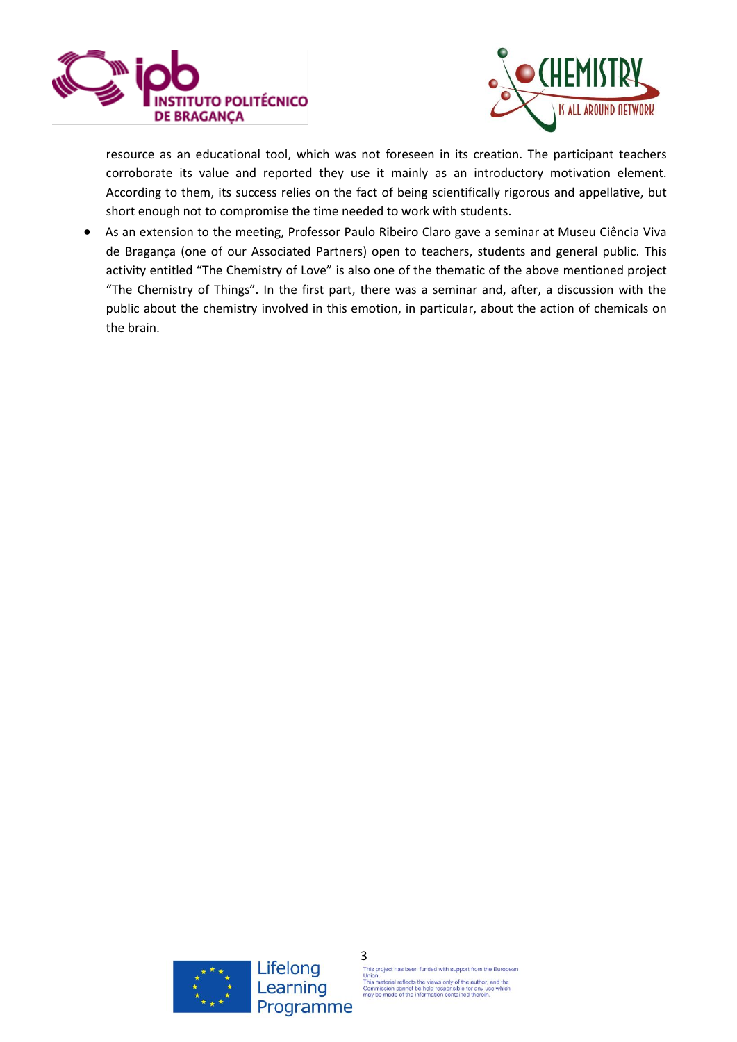resource as an educational tool, which was not foreseen in its creation. The participant teachers corroborate its value and reported they use it mainly as an introductory motivation element. According to them, its success relies on the fact of being scientifically rigorous and appellative, but short enough not to compromise the time needed to work with students.

- As an extension to the meeting, Professor Paulo Ribeiro Claro gave a seminar at Museu Ciência Viva de Bragança (one of our Associated Partners) open to teachers, students and general public. This activity entitled "The Chemistry of Love" is also one of the thematic of the above mentioned project "The Chemistry of Things". In the first part, there was a seminar and, after, a discussion with the public about the chemistry involved in this emotion, in particular, about the action of chemicals on the brain.